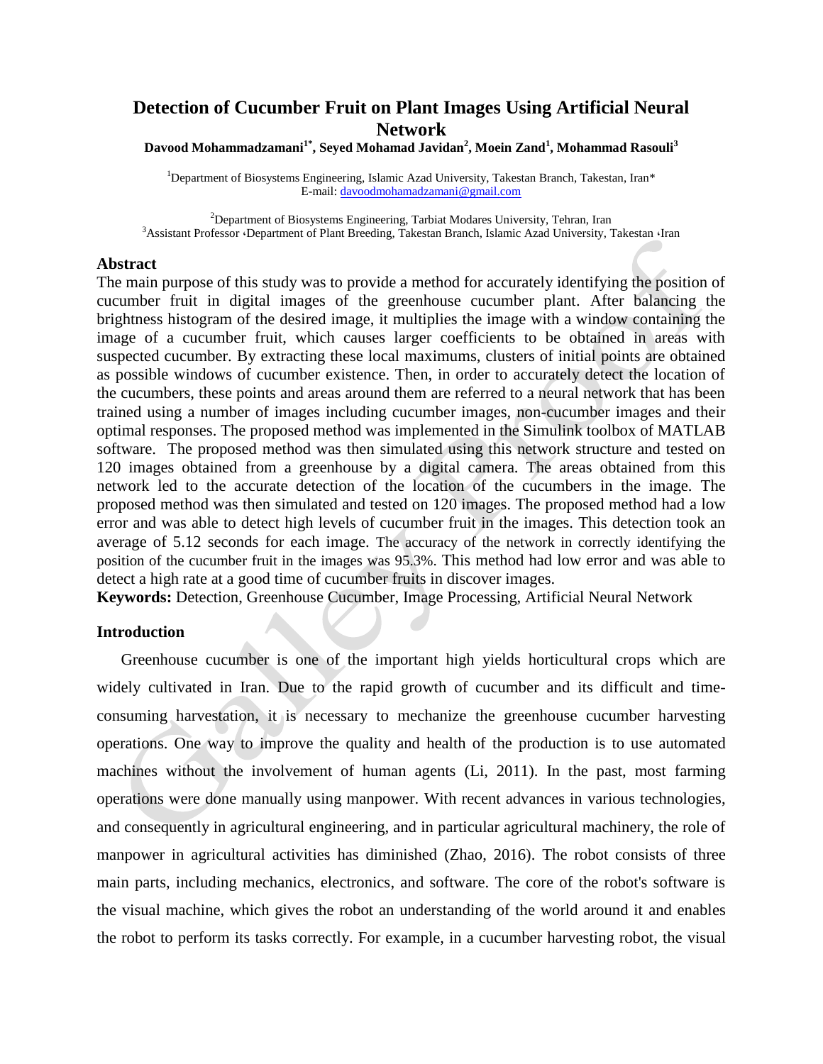# Detection of Cucumber Fruit on Plant Images Using Artificial Neural Network

**Davood Mohammadzamani[1*], Seyed Mohamad Javidan[2], Moein Zand[1], Mohammad Rasouli[3]**

[1]Department of Biosystems Engineering, Islamic Azad University, Takestan Branch, Takestan, Iran*
E-mail: davoodmohamadzamani@gmail.com

[2]Department of Biosystems Engineering, Tarbiat Modares University, Tehran, Iran
[3]Assistant Professor ،Department of Plant Breeding, Takestan Branch, Islamic Azad University, Takestan ،Iran

## Abstract

The main purpose of this study was to provide a method for accurately identifying the position of cucumber fruit in digital images of the greenhouse cucumber plant. After balancing the brightness histogram of the desired image, it multiplies the image with a window containing the image of a cucumber fruit, which causes larger coefficients to be obtained in areas with suspected cucumber. By extracting these local maximums, clusters of initial points are obtained as possible windows of cucumber existence. Then, in order to accurately detect the location of the cucumbers, these points and areas around them are referred to a neural network that has been trained using a number of images including cucumber images, non-cucumber images and their optimal responses. The proposed method was implemented in the Simulink toolbox of MATLAB software. The proposed method was then simulated using this network structure and tested on 120 images obtained from a greenhouse by a digital camera. The areas obtained from this network led to the accurate detection of the location of the cucumbers in the image. The proposed method was then simulated and tested on 120 images. The proposed method had a low error and was able to detect high levels of cucumber fruit in the images. This detection took an average of 5.12 seconds for each image. The accuracy of the network in correctly identifying the position of the cucumber fruit in the images was 95.3%. This method had low error and was able to detect a high rate at a good time of cucumber fruits in discover images.

**Keywords:** Detection, Greenhouse Cucumber, Image Processing, Artificial Neural Network

## Introduction

Greenhouse cucumber is one of the important high yields horticultural crops which are widely cultivated in Iran. Due to the rapid growth of cucumber and its difficult and time-consuming harvestation, it is necessary to mechanize the greenhouse cucumber harvesting operations. One way to improve the quality and health of the production is to use automated machines without the involvement of human agents (Li, 2011). In the past, most farming operations were done manually using manpower. With recent advances in various technologies, and consequently in agricultural engineering, and in particular agricultural machinery, the role of manpower in agricultural activities has diminished (Zhao, 2016). The robot consists of three main parts, including mechanics, electronics, and software. The core of the robot's software is the visual machine, which gives the robot an understanding of the world around it and enables the robot to perform its tasks correctly. For example, in a cucumber harvesting robot, the visual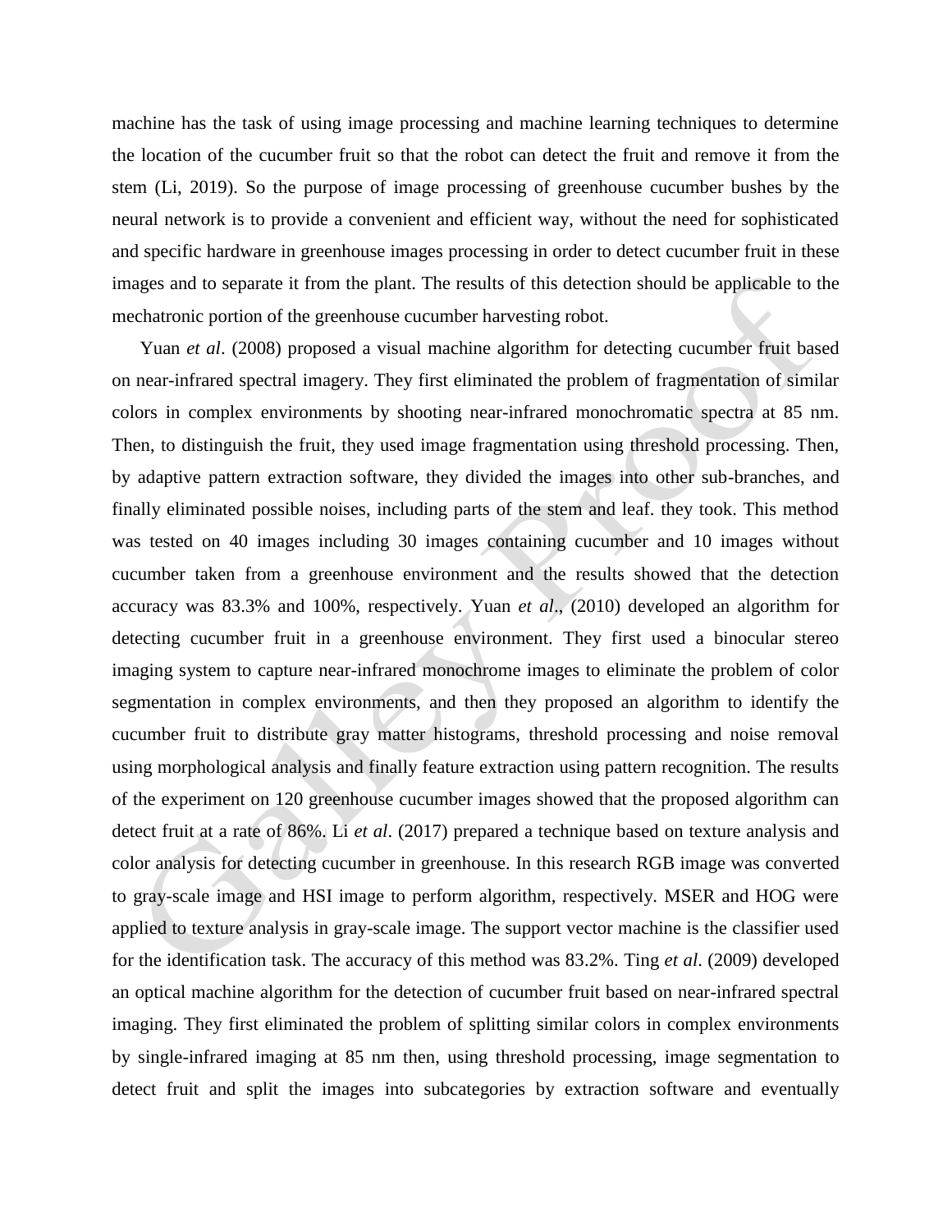machine has the task of using image processing and machine learning techniques to determine the location of the cucumber fruit so that the robot can detect the fruit and remove it from the stem (Li, 2019). So the purpose of image processing of greenhouse cucumber bushes by the neural network is to provide a convenient and efficient way, without the need for sophisticated and specific hardware in greenhouse images processing in order to detect cucumber fruit in these images and to separate it from the plant. The results of this detection should be applicable to the mechatronic portion of the greenhouse cucumber harvesting robot.

Yuan *et al*. (2008) proposed a visual machine algorithm for detecting cucumber fruit based on near-infrared spectral imagery. They first eliminated the problem of fragmentation of similar colors in complex environments by shooting near-infrared monochromatic spectra at 85 nm. Then, to distinguish the fruit, they used image fragmentation using threshold processing. Then, by adaptive pattern extraction software, they divided the images into other sub-branches, and finally eliminated possible noises, including parts of the stem and leaf. they took. This method was tested on 40 images including 30 images containing cucumber and 10 images without cucumber taken from a greenhouse environment and the results showed that the detection accuracy was 83.3% and 100%, respectively. Yuan *et al*., (2010) developed an algorithm for detecting cucumber fruit in a greenhouse environment. They first used a binocular stereo imaging system to capture near-infrared monochrome images to eliminate the problem of color segmentation in complex environments, and then they proposed an algorithm to identify the cucumber fruit to distribute gray matter histograms, threshold processing and noise removal using morphological analysis and finally feature extraction using pattern recognition. The results of the experiment on 120 greenhouse cucumber images showed that the proposed algorithm can detect fruit at a rate of 86%. Li *et al*. (2017) prepared a technique based on texture analysis and color analysis for detecting cucumber in greenhouse. In this research RGB image was converted to gray-scale image and HSI image to perform algorithm, respectively. MSER and HOG were applied to texture analysis in gray-scale image. The support vector machine is the classifier used for the identification task. The accuracy of this method was 83.2%. Ting *et al*. (2009) developed an optical machine algorithm for the detection of cucumber fruit based on near-infrared spectral imaging. They first eliminated the problem of splitting similar colors in complex environments by single-infrared imaging at 85 nm then, using threshold processing, image segmentation to detect fruit and split the images into subcategories by extraction software and eventually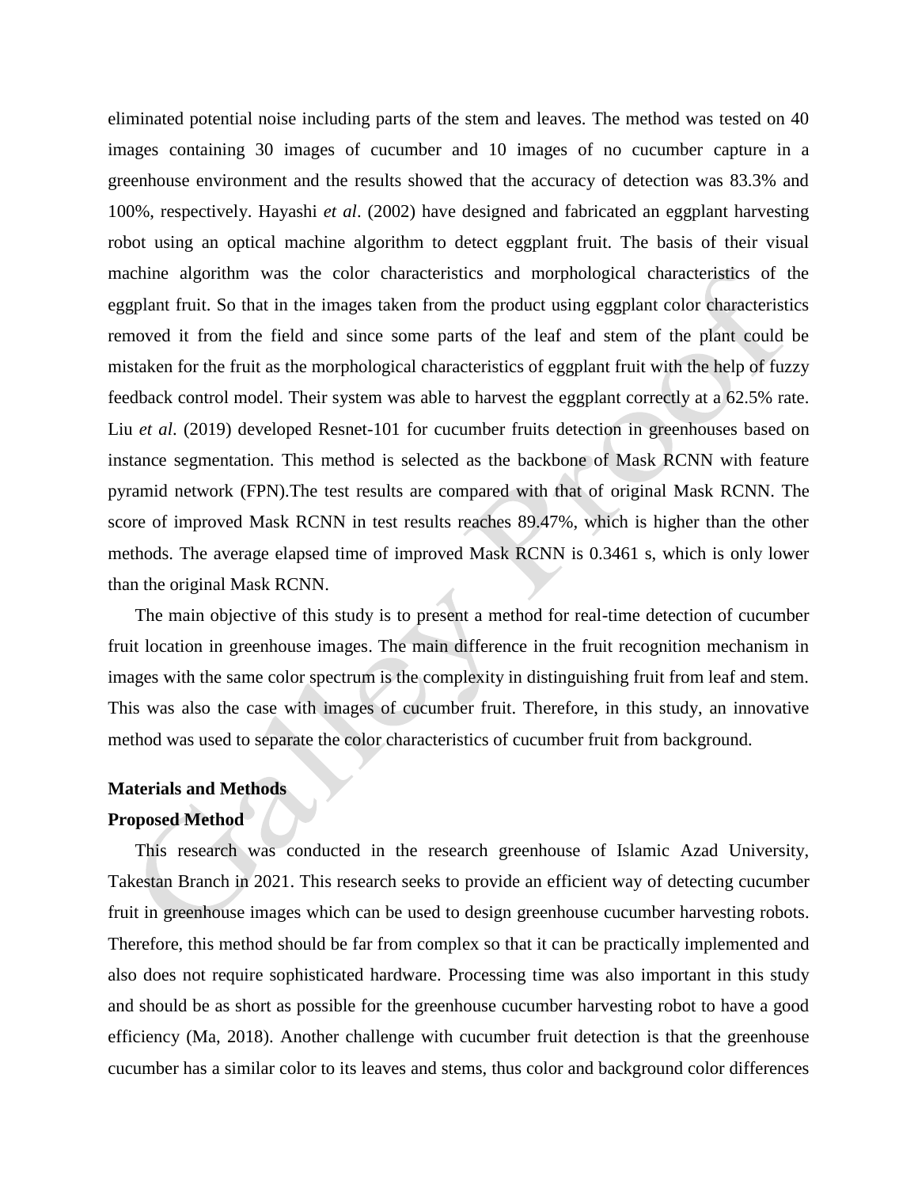eliminated potential noise including parts of the stem and leaves. The method was tested on 40 images containing 30 images of cucumber and 10 images of no cucumber capture in a greenhouse environment and the results showed that the accuracy of detection was 83.3% and 100%, respectively. Hayashi *et al*. (2002) have designed and fabricated an eggplant harvesting robot using an optical machine algorithm to detect eggplant fruit. The basis of their visual machine algorithm was the color characteristics and morphological characteristics of the eggplant fruit. So that in the images taken from the product using eggplant color characteristics removed it from the field and since some parts of the leaf and stem of the plant could be mistaken for the fruit as the morphological characteristics of eggplant fruit with the help of fuzzy feedback control model. Their system was able to harvest the eggplant correctly at a 62.5% rate. Liu *et al*. (2019) developed Resnet-101 for cucumber fruits detection in greenhouses based on instance segmentation. This method is selected as the backbone of Mask RCNN with feature pyramid network (FPN).The test results are compared with that of original Mask RCNN. The score of improved Mask RCNN in test results reaches 89.47%, which is higher than the other methods. The average elapsed time of improved Mask RCNN is 0.3461 s, which is only lower than the original Mask RCNN.

The main objective of this study is to present a method for real-time detection of cucumber fruit location in greenhouse images. The main difference in the fruit recognition mechanism in images with the same color spectrum is the complexity in distinguishing fruit from leaf and stem. This was also the case with images of cucumber fruit. Therefore, in this study, an innovative method was used to separate the color characteristics of cucumber fruit from background.

## Materials and Methods

### Proposed Method

This research was conducted in the research greenhouse of Islamic Azad University, Takestan Branch in 2021. This research seeks to provide an efficient way of detecting cucumber fruit in greenhouse images which can be used to design greenhouse cucumber harvesting robots. Therefore, this method should be far from complex so that it can be practically implemented and also does not require sophisticated hardware. Processing time was also important in this study and should be as short as possible for the greenhouse cucumber harvesting robot to have a good efficiency (Ma, 2018). Another challenge with cucumber fruit detection is that the greenhouse cucumber has a similar color to its leaves and stems, thus color and background color differences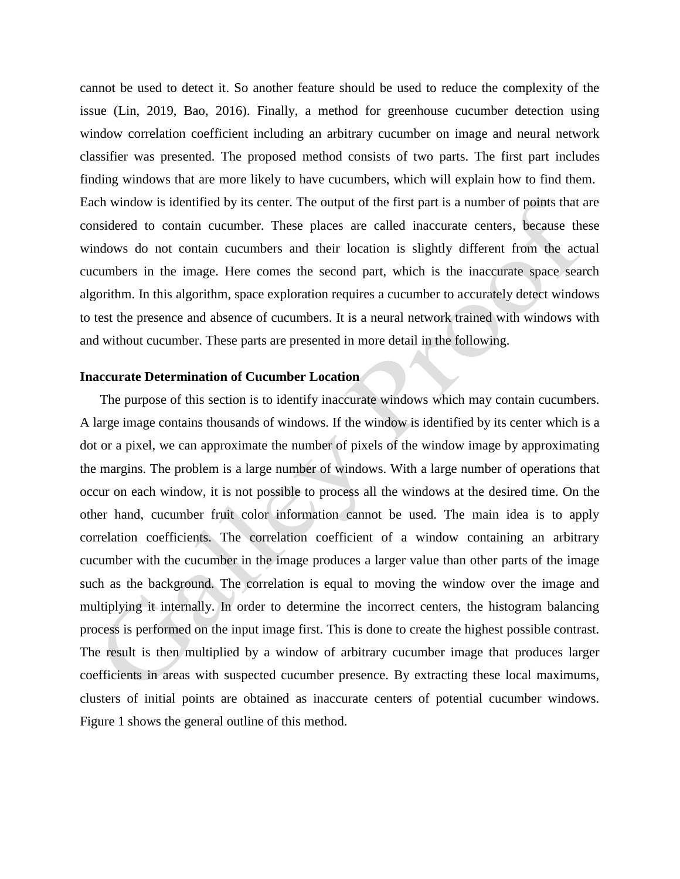cannot be used to detect it. So another feature should be used to reduce the complexity of the issue (Lin, 2019, Bao, 2016). Finally, a method for greenhouse cucumber detection using window correlation coefficient including an arbitrary cucumber on image and neural network classifier was presented. The proposed method consists of two parts. The first part includes finding windows that are more likely to have cucumbers, which will explain how to find them. Each window is identified by its center. The output of the first part is a number of points that are considered to contain cucumber. These places are called inaccurate centers, because these windows do not contain cucumbers and their location is slightly different from the actual cucumbers in the image. Here comes the second part, which is the inaccurate space search algorithm. In this algorithm, space exploration requires a cucumber to accurately detect windows to test the presence and absence of cucumbers. It is a neural network trained with windows with and without cucumber. These parts are presented in more detail in the following.

**Inaccurate Determination of Cucumber Location**

The purpose of this section is to identify inaccurate windows which may contain cucumbers. A large image contains thousands of windows. If the window is identified by its center which is a dot or a pixel, we can approximate the number of pixels of the window image by approximating the margins. The problem is a large number of windows. With a large number of operations that occur on each window, it is not possible to process all the windows at the desired time. On the other hand, cucumber fruit color information cannot be used. The main idea is to apply correlation coefficients. The correlation coefficient of a window containing an arbitrary cucumber with the cucumber in the image produces a larger value than other parts of the image such as the background. The correlation is equal to moving the window over the image and multiplying it internally. In order to determine the incorrect centers, the histogram balancing process is performed on the input image first. This is done to create the highest possible contrast. The result is then multiplied by a window of arbitrary cucumber image that produces larger coefficients in areas with suspected cucumber presence. By extracting these local maximums, clusters of initial points are obtained as inaccurate centers of potential cucumber windows. Figure 1 shows the general outline of this method.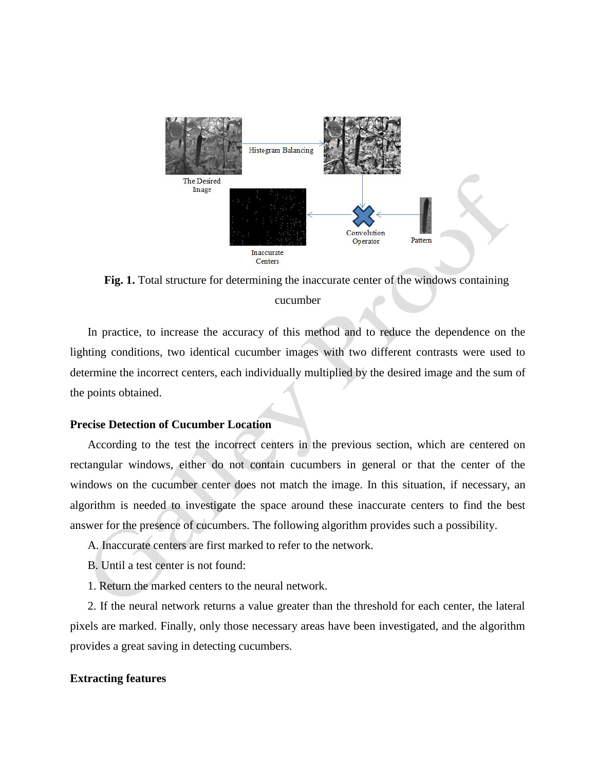**Fig. 1.** Total structure for determining the inaccurate center of the windows containing cucumber

In practice, to increase the accuracy of this method and to reduce the dependence on the lighting conditions, two identical cucumber images with two different contrasts were used to determine the incorrect centers, each individually multiplied by the desired image and the sum of the points obtained.

**Precise Detection of Cucumber Location**

According to the test the incorrect centers in the previous section, which are centered on rectangular windows, either do not contain cucumbers in general or that the center of the windows on the cucumber center does not match the image. In this situation, if necessary, an algorithm is needed to investigate the space around these inaccurate centers to find the best answer for the presence of cucumbers. The following algorithm provides such a possibility.

A. Inaccurate centers are first marked to refer to the network.

B. Until a test center is not found:

1. Return the marked centers to the neural network.

2. If the neural network returns a value greater than the threshold for each center, the lateral pixels are marked. Finally, only those necessary areas have been investigated, and the algorithm provides a great saving in detecting cucumbers.

**Extracting features**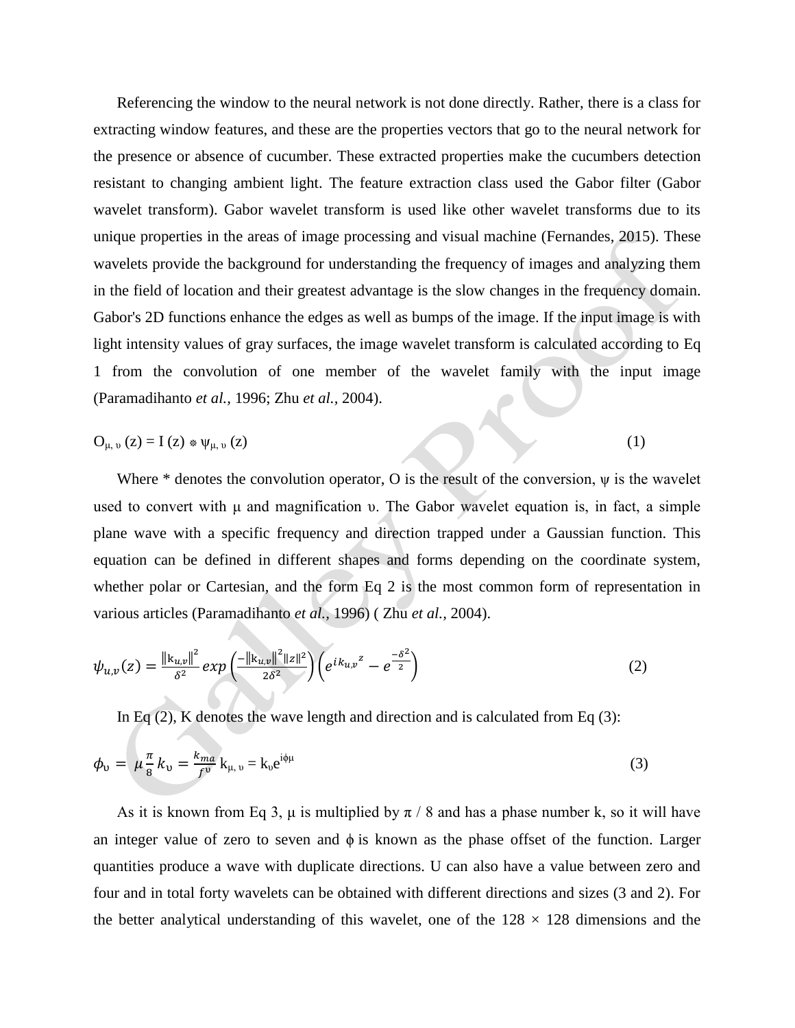Referencing the window to the neural network is not done directly. Rather, there is a class for extracting window features, and these are the properties vectors that go to the neural network for the presence or absence of cucumber. These extracted properties make the cucumbers detection resistant to changing ambient light. The feature extraction class used the Gabor filter (Gabor wavelet transform). Gabor wavelet transform is used like other wavelet transforms due to its unique properties in the areas of image processing and visual machine (Fernandes, 2015). These wavelets provide the background for understanding the frequency of images and analyzing them in the field of location and their greatest advantage is the slow changes in the frequency domain. Gabor's 2D functions enhance the edges as well as bumps of the image. If the input image is with light intensity values of gray surfaces, the image wavelet transform is calculated according to Eq 1 from the convolution of one member of the wavelet family with the input image (Paramadihanto *et al.,* 1996; Zhu *et al.,* 2004).

$$O_{\mu,\upsilon}(z) = I(z) * \psi_{\mu,\upsilon}(z) \tag{1}$$

Where * denotes the convolution operator, O is the result of the conversion, ψ is the wavelet used to convert with μ and magnification υ. The Gabor wavelet equation is, in fact, a simple plane wave with a specific frequency and direction trapped under a Gaussian function. This equation can be defined in different shapes and forms depending on the coordinate system, whether polar or Cartesian, and the form Eq 2 is the most common form of representation in various articles (Paramadihanto *et al.,* 1996) ( Zhu *et al.,* 2004).

$$\psi_{u,v}(z) = \frac{\|k_{u,v}\|^2}{\delta^2} exp\left(\frac{-\|k_{u,v}\|^2\|z\|^2}{2\delta^2}\right)\left(e^{ik_{u,v}z} - e^{\frac{-\delta^2}{2}}\right) \tag{2}$$

In Eq (2), K denotes the wave length and direction and is calculated from Eq (3):

$$\phi_\upsilon = \mu\frac{\pi}{8}\, k_\upsilon = \frac{k_{ma}}{f^\upsilon}\, k_{\mu,\upsilon} = k_\upsilon e^{i\phi\mu} \tag{3}$$

As it is known from Eq 3, μ is multiplied by π / 8 and has a phase number k, so it will have an integer value of zero to seven and ϕ is known as the phase offset of the function. Larger quantities produce a wave with duplicate directions. U can also have a value between zero and four and in total forty wavelets can be obtained with different directions and sizes (3 and 2). For the better analytical understanding of this wavelet, one of the 128 × 128 dimensions and the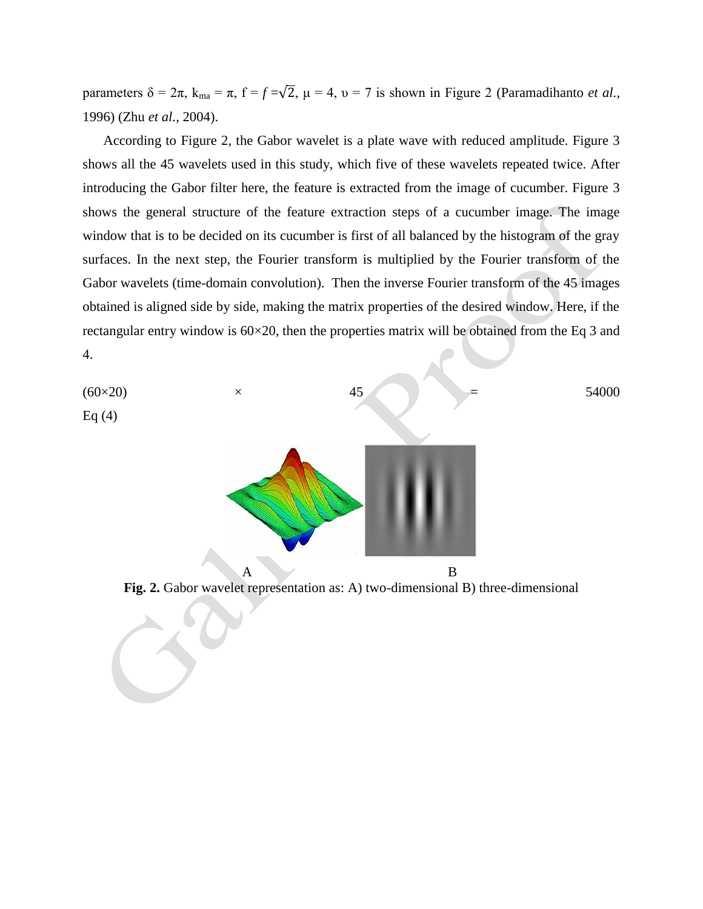parameters $\delta = 2\pi$, $k_{ma} = \pi$, $f = f = \sqrt{2}$, $\mu = 4$, $\upsilon = 7$ is shown in Figure 2 (Paramadihanto *et al.*, 1996) (Zhu *et al.*, 2004).

According to Figure 2, the Gabor wavelet is a plate wave with reduced amplitude. Figure 3 shows all the 45 wavelets used in this study, which five of these wavelets repeated twice. After introducing the Gabor filter here, the feature is extracted from the image of cucumber. Figure 3 shows the general structure of the feature extraction steps of a cucumber image. The image window that is to be decided on its cucumber is first of all balanced by the histogram of the gray surfaces. In the next step, the Fourier transform is multiplied by the Fourier transform of the Gabor wavelets (time-domain convolution). Then the inverse Fourier transform of the 45 images obtained is aligned side by side, making the matrix properties of the desired window. Here, if the rectangular entry window is 60×20, then the properties matrix will be obtained from the Eq 3 and 4.

$$(60 \times 20) \times 45 = 54000$$

Eq (4)

A B

**Fig. 2.** Gabor wavelet representation as: A) two-dimensional B) three-dimensional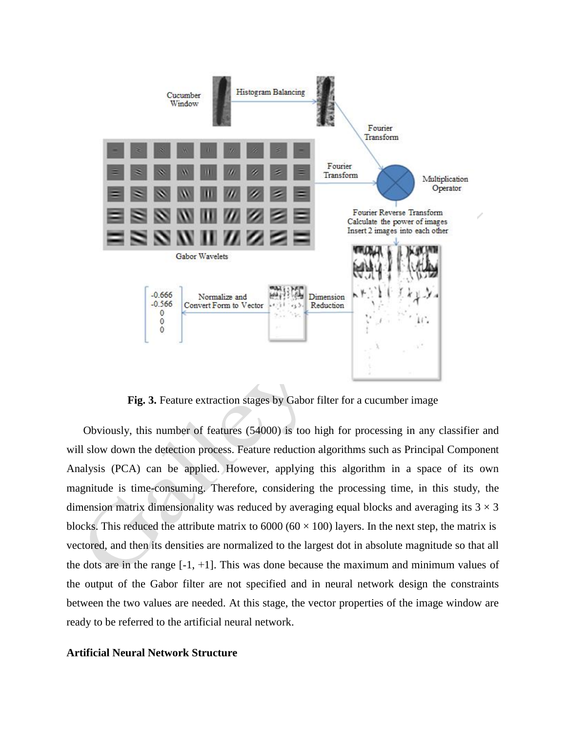**Fig. 3.** Feature extraction stages by Gabor filter for a cucumber image

Obviously, this number of features (54000) is too high for processing in any classifier and will slow down the detection process. Feature reduction algorithms such as Principal Component Analysis (PCA) can be applied. However, applying this algorithm in a space of its own magnitude is time-consuming. Therefore, considering the processing time, in this study, the dimension matrix dimensionality was reduced by averaging equal blocks and averaging its $3 \times 3$ blocks. This reduced the attribute matrix to 6000 ($60 \times 100$) layers. In the next step, the matrix is vectored, and then its densities are normalized to the largest dot in absolute magnitude so that all the dots are in the range [-1, +1]. This was done because the maximum and minimum values of the output of the Gabor filter are not specified and in neural network design the constraints between the two values are needed. At this stage, the vector properties of the image window are ready to be referred to the artificial neural network.

**Artificial Neural Network Structure**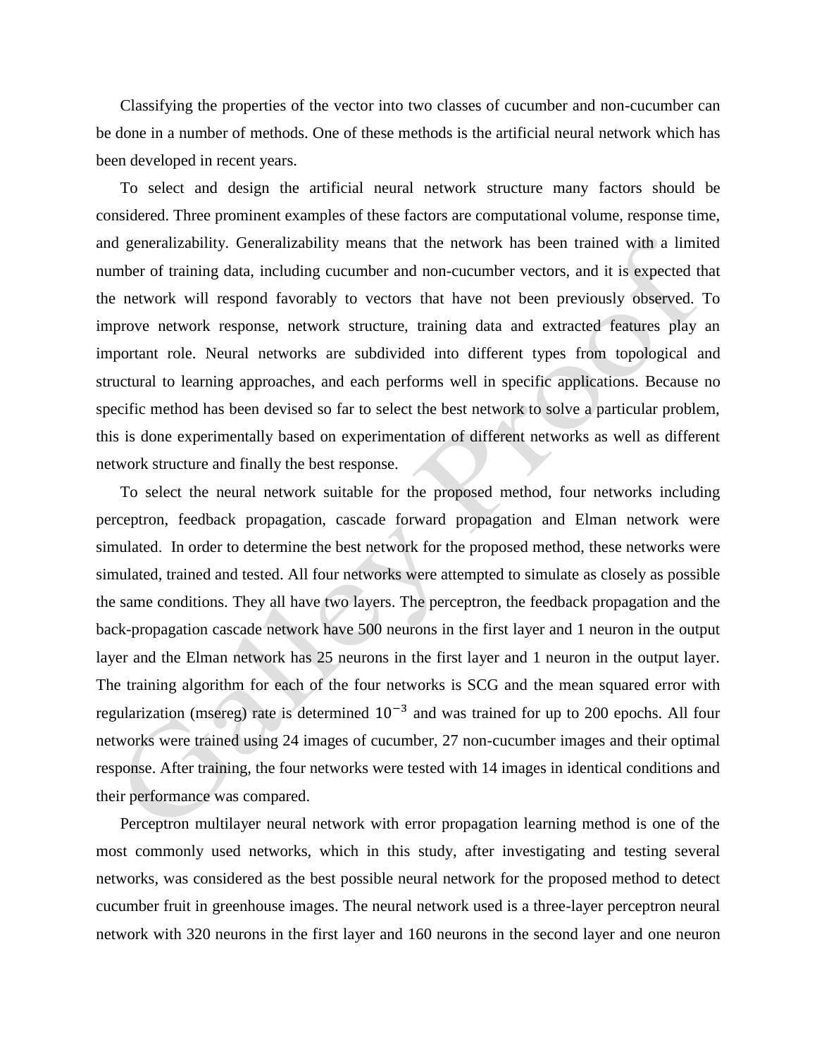Classifying the properties of the vector into two classes of cucumber and non-cucumber can be done in a number of methods. One of these methods is the artificial neural network which has been developed in recent years.

To select and design the artificial neural network structure many factors should be considered. Three prominent examples of these factors are computational volume, response time, and generalizability. Generalizability means that the network has been trained with a limited number of training data, including cucumber and non-cucumber vectors, and it is expected that the network will respond favorably to vectors that have not been previously observed. To improve network response, network structure, training data and extracted features play an important role. Neural networks are subdivided into different types from topological and structural to learning approaches, and each performs well in specific applications. Because no specific method has been devised so far to select the best network to solve a particular problem, this is done experimentally based on experimentation of different networks as well as different network structure and finally the best response.

To select the neural network suitable for the proposed method, four networks including perceptron, feedback propagation, cascade forward propagation and Elman network were simulated. In order to determine the best network for the proposed method, these networks were simulated, trained and tested. All four networks were attempted to simulate as closely as possible the same conditions. They all have two layers. The perceptron, the feedback propagation and the back-propagation cascade network have 500 neurons in the first layer and 1 neuron in the output layer and the Elman network has 25 neurons in the first layer and 1 neuron in the output layer. The training algorithm for each of the four networks is SCG and the mean squared error with regularization (msereg) rate is determined $10^{-3}$ and was trained for up to 200 epochs. All four networks were trained using 24 images of cucumber, 27 non-cucumber images and their optimal response. After training, the four networks were tested with 14 images in identical conditions and their performance was compared.

Perceptron multilayer neural network with error propagation learning method is one of the most commonly used networks, which in this study, after investigating and testing several networks, was considered as the best possible neural network for the proposed method to detect cucumber fruit in greenhouse images. The neural network used is a three-layer perceptron neural network with 320 neurons in the first layer and 160 neurons in the second layer and one neuron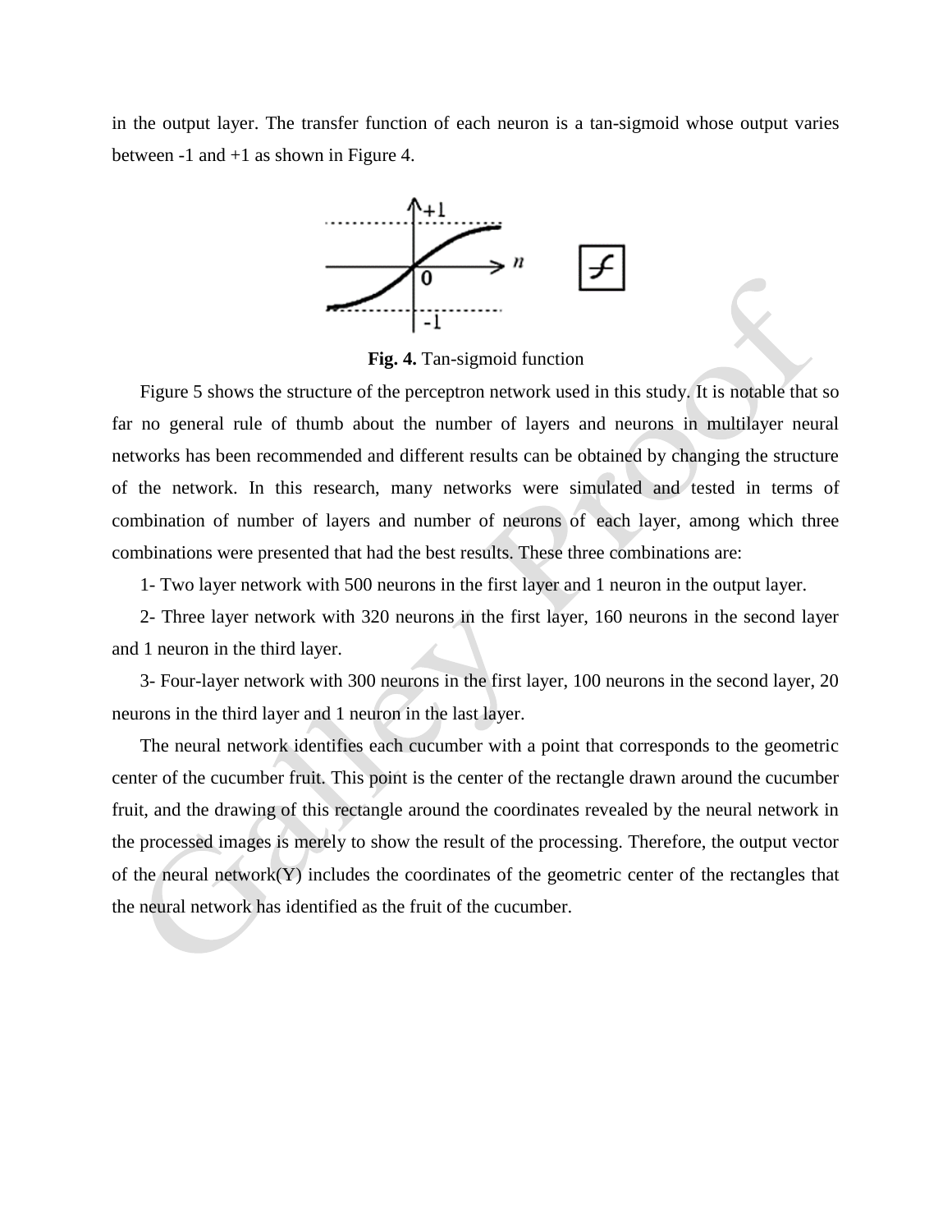in the output layer. The transfer function of each neuron is a tan-sigmoid whose output varies between -1 and +1 as shown in Figure 4.

**Fig. 4.** Tan-sigmoid function

Figure 5 shows the structure of the perceptron network used in this study. It is notable that so far no general rule of thumb about the number of layers and neurons in multilayer neural networks has been recommended and different results can be obtained by changing the structure of the network. In this research, many networks were simulated and tested in terms of combination of number of layers and number of neurons of each layer, among which three combinations were presented that had the best results. These three combinations are:

1- Two layer network with 500 neurons in the first layer and 1 neuron in the output layer.

2- Three layer network with 320 neurons in the first layer, 160 neurons in the second layer and 1 neuron in the third layer.

3- Four-layer network with 300 neurons in the first layer, 100 neurons in the second layer, 20 neurons in the third layer and 1 neuron in the last layer.

The neural network identifies each cucumber with a point that corresponds to the geometric center of the cucumber fruit. This point is the center of the rectangle drawn around the cucumber fruit, and the drawing of this rectangle around the coordinates revealed by the neural network in the processed images is merely to show the result of the processing. Therefore, the output vector of the neural network(Y) includes the coordinates of the geometric center of the rectangles that the neural network has identified as the fruit of the cucumber.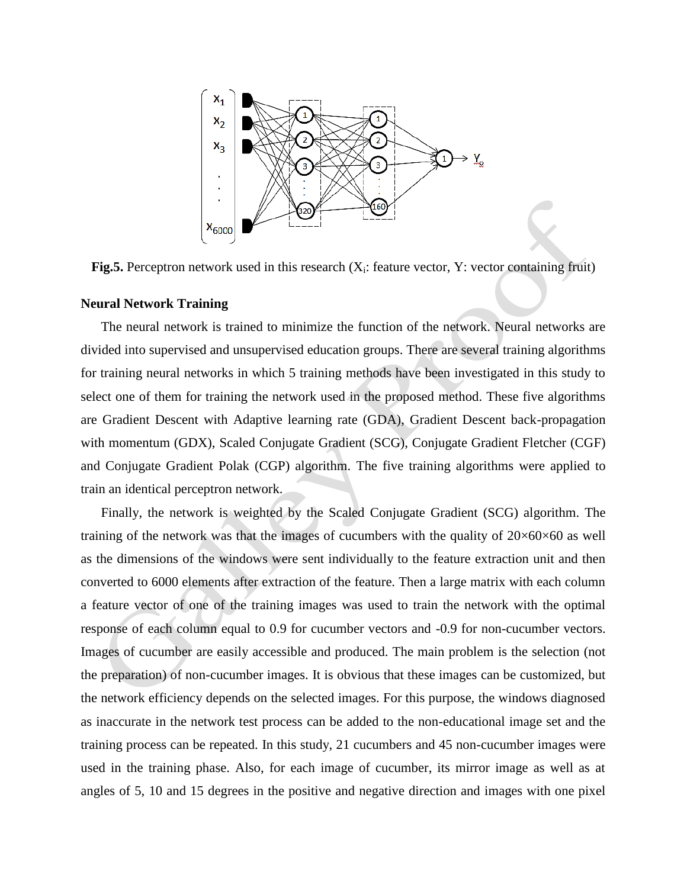**Fig.5.** Perceptron network used in this research ($X_i$: feature vector, Y: vector containing fruit)

**Neural Network Training**

The neural network is trained to minimize the function of the network. Neural networks are divided into supervised and unsupervised education groups. There are several training algorithms for training neural networks in which 5 training methods have been investigated in this study to select one of them for training the network used in the proposed method. These five algorithms are Gradient Descent with Adaptive learning rate (GDA), Gradient Descent back-propagation with momentum (GDX), Scaled Conjugate Gradient (SCG), Conjugate Gradient Fletcher (CGF) and Conjugate Gradient Polak (CGP) algorithm. The five training algorithms were applied to train an identical perceptron network.

Finally, the network is weighted by the Scaled Conjugate Gradient (SCG) algorithm. The training of the network was that the images of cucumbers with the quality of 20×60×60 as well as the dimensions of the windows were sent individually to the feature extraction unit and then converted to 6000 elements after extraction of the feature. Then a large matrix with each column a feature vector of one of the training images was used to train the network with the optimal response of each column equal to 0.9 for cucumber vectors and -0.9 for non-cucumber vectors. Images of cucumber are easily accessible and produced. The main problem is the selection (not the preparation) of non-cucumber images. It is obvious that these images can be customized, but the network efficiency depends on the selected images. For this purpose, the windows diagnosed as inaccurate in the network test process can be added to the non-educational image set and the training process can be repeated. In this study, 21 cucumbers and 45 non-cucumber images were used in the training phase. Also, for each image of cucumber, its mirror image as well as at angles of 5, 10 and 15 degrees in the positive and negative direction and images with one pixel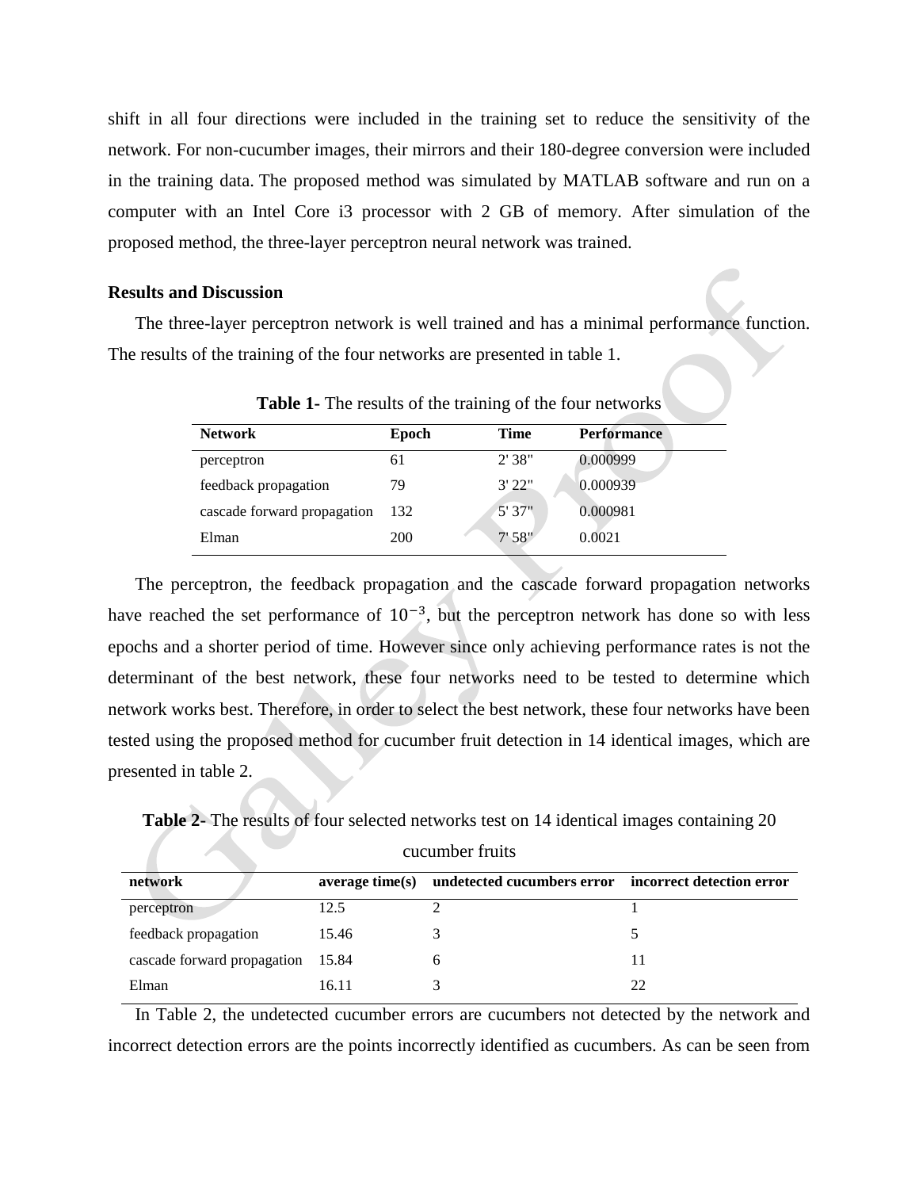shift in all four directions were included in the training set to reduce the sensitivity of the network. For non-cucumber images, their mirrors and their 180-degree conversion were included in the training data. The proposed method was simulated by MATLAB software and run on a computer with an Intel Core i3 processor with 2 GB of memory. After simulation of the proposed method, the three-layer perceptron neural network was trained.

## Results and Discussion

The three-layer perceptron network is well trained and has a minimal performance function. The results of the training of the four networks are presented in table 1.

**Table 1-** The results of the training of the four networks

| Network | Epoch | Time | Performance |
|---|---|---|---|
| perceptron | 61 | 2' 38" | 0.000999 |
| feedback propagation | 79 | 3' 22" | 0.000939 |
| cascade forward propagation | 132 | 5' 37" | 0.000981 |
| Elman | 200 | 7' 58" | 0.0021 |

The perceptron, the feedback propagation and the cascade forward propagation networks have reached the set performance of $10^{-3}$, but the perceptron network has done so with less epochs and a shorter period of time. However since only achieving performance rates is not the determinant of the best network, these four networks need to be tested to determine which network works best. Therefore, in order to select the best network, these four networks have been tested using the proposed method for cucumber fruit detection in 14 identical images, which are presented in table 2.

**Table 2-** The results of four selected networks test on 14 identical images containing 20 cucumber fruits

| network | average time(s) | undetected cucumbers error | incorrect detection error |
|---|---|---|---|
| perceptron | 12.5 | 2 | 1 |
| feedback propagation | 15.46 | 3 | 5 |
| cascade forward propagation | 15.84 | 6 | 11 |
| Elman | 16.11 | 3 | 22 |

In Table 2, the undetected cucumber errors are cucumbers not detected by the network and incorrect detection errors are the points incorrectly identified as cucumbers. As can be seen from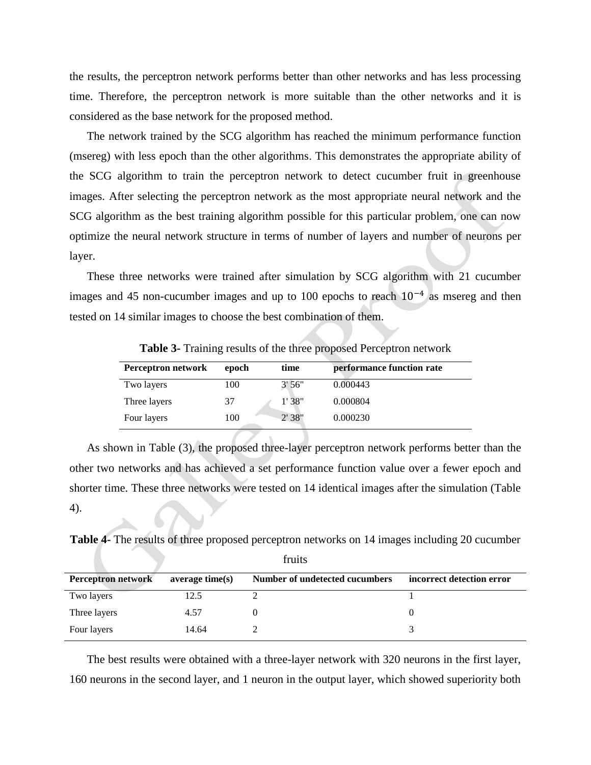the results, the perceptron network performs better than other networks and has less processing time. Therefore, the perceptron network is more suitable than the other networks and it is considered as the base network for the proposed method.

The network trained by the SCG algorithm has reached the minimum performance function (msereg) with less epoch than the other algorithms. This demonstrates the appropriate ability of the SCG algorithm to train the perceptron network to detect cucumber fruit in greenhouse images. After selecting the perceptron network as the most appropriate neural network and the SCG algorithm as the best training algorithm possible for this particular problem, one can now optimize the neural network structure in terms of number of layers and number of neurons per layer.

These three networks were trained after simulation by SCG algorithm with 21 cucumber images and 45 non-cucumber images and up to 100 epochs to reach $10^{-4}$ as msereg and then tested on 14 similar images to choose the best combination of them.

**Table 3-** Training results of the three proposed Perceptron network

| Perceptron network | epoch | time | performance function rate |
|---|---|---|---|
| Two layers | 100 | 3' 56" | 0.000443 |
| Three layers | 37 | 1' 38" | 0.000804 |
| Four layers | 100 | 2' 38" | 0.000230 |

As shown in Table (3), the proposed three-layer perceptron network performs better than the other two networks and has achieved a set performance function value over a fewer epoch and shorter time. These three networks were tested on 14 identical images after the simulation (Table 4).

**Table 4-** The results of three proposed perceptron networks on 14 images including 20 cucumber fruits

| Perceptron network | average time(s) | Number of undetected cucumbers | incorrect detection error |
|---|---|---|---|
| Two layers | 12.5 | 2 | 1 |
| Three layers | 4.57 | 0 | 0 |
| Four layers | 14.64 | 2 | 3 |

The best results were obtained with a three-layer network with 320 neurons in the first layer, 160 neurons in the second layer, and 1 neuron in the output layer, which showed superiority both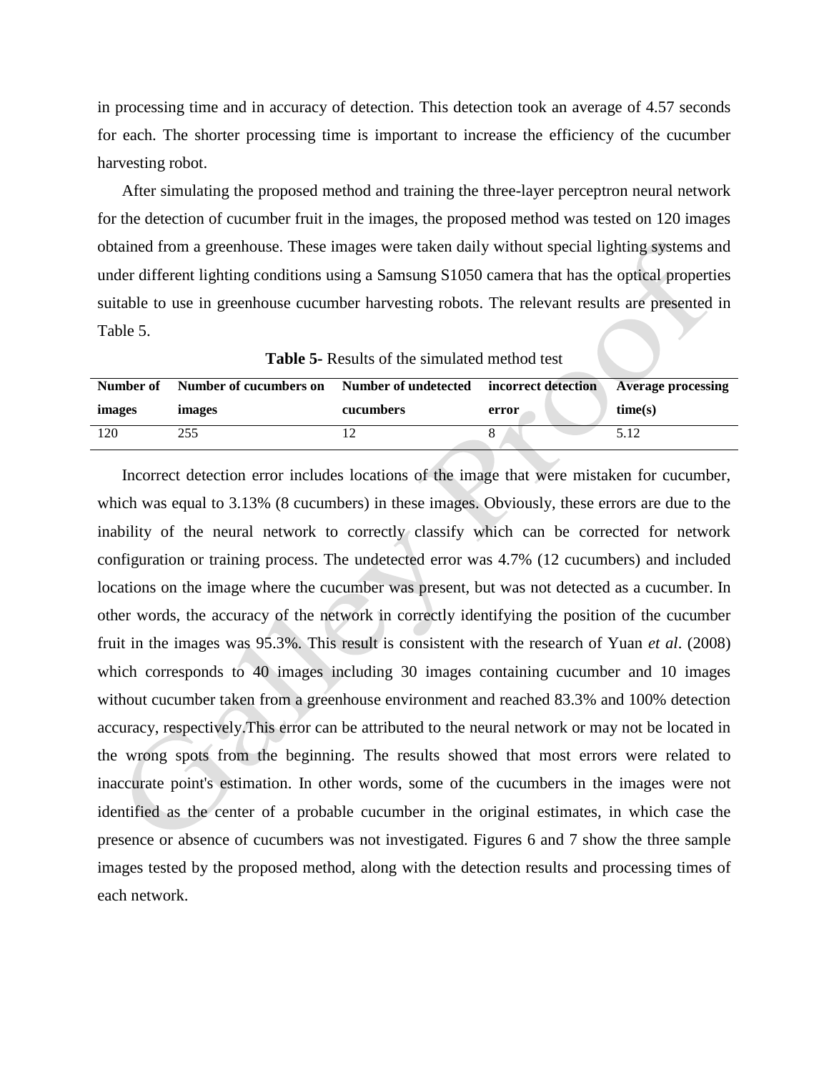in processing time and in accuracy of detection. This detection took an average of 4.57 seconds for each. The shorter processing time is important to increase the efficiency of the cucumber harvesting robot.

After simulating the proposed method and training the three-layer perceptron neural network for the detection of cucumber fruit in the images, the proposed method was tested on 120 images obtained from a greenhouse. These images were taken daily without special lighting systems and under different lighting conditions using a Samsung S1050 camera that has the optical properties suitable to use in greenhouse cucumber harvesting robots. The relevant results are presented in Table 5.

**Table 5-** Results of the simulated method test

| Number of images | Number of cucumbers on images | Number of undetected cucumbers | incorrect detection error | Average processing time(s) |
|---|---|---|---|---|
| 120 | 255 | 12 | 8 | 5.12 |

Incorrect detection error includes locations of the image that were mistaken for cucumber, which was equal to 3.13% (8 cucumbers) in these images. Obviously, these errors are due to the inability of the neural network to correctly classify which can be corrected for network configuration or training process. The undetected error was 4.7% (12 cucumbers) and included locations on the image where the cucumber was present, but was not detected as a cucumber. In other words, the accuracy of the network in correctly identifying the position of the cucumber fruit in the images was 95.3%. This result is consistent with the research of Yuan *et al*. (2008) which corresponds to 40 images including 30 images containing cucumber and 10 images without cucumber taken from a greenhouse environment and reached 83.3% and 100% detection accuracy, respectively.This error can be attributed to the neural network or may not be located in the wrong spots from the beginning. The results showed that most errors were related to inaccurate point's estimation. In other words, some of the cucumbers in the images were not identified as the center of a probable cucumber in the original estimates, in which case the presence or absence of cucumbers was not investigated. Figures 6 and 7 show the three sample images tested by the proposed method, along with the detection results and processing times of each network.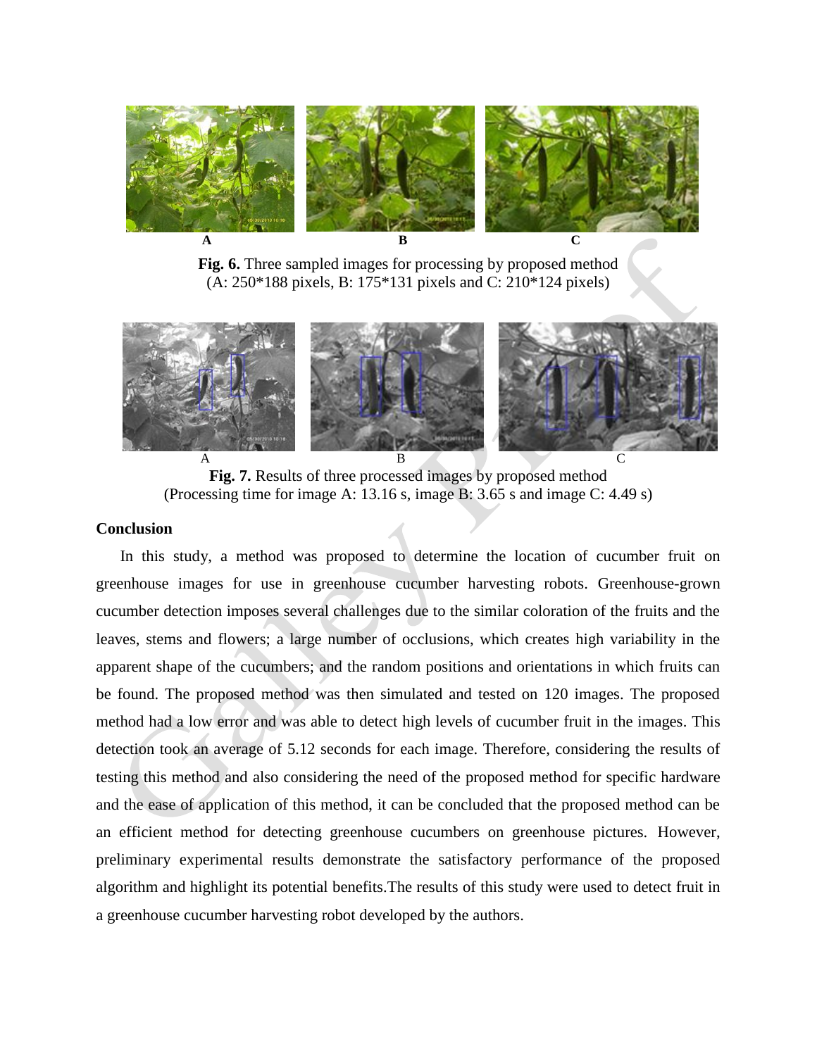A B C

**Fig. 6.** Three sampled images for processing by proposed method (A: 250*188 pixels, B: 175*131 pixels and C: 210*124 pixels)

A B C

**Fig. 7.** Results of three processed images by proposed method (Processing time for image A: 13.16 s, image B: 3.65 s and image C: 4.49 s)

## Conclusion

In this study, a method was proposed to determine the location of cucumber fruit on greenhouse images for use in greenhouse cucumber harvesting robots. Greenhouse-grown cucumber detection imposes several challenges due to the similar coloration of the fruits and the leaves, stems and flowers; a large number of occlusions, which creates high variability in the apparent shape of the cucumbers; and the random positions and orientations in which fruits can be found. The proposed was then simulated and tested on 120 images. The proposed method had a low error and was able to detect high levels of cucumber fruit in the images. This detection took an average of 5.12 seconds for each image. Therefore, considering the results of testing this method and also considering the need of the proposed method for specific hardware and the ease of application of this method, it can be concluded that the proposed method can be an efficient method for detecting greenhouse cucumbers on greenhouse pictures. However, preliminary experimental results demonstrate the satisfactory performance of the proposed algorithm and highlight its potential benefits.The results of this study were used to detect fruit in a greenhouse cucumber harvesting robot developed by the authors.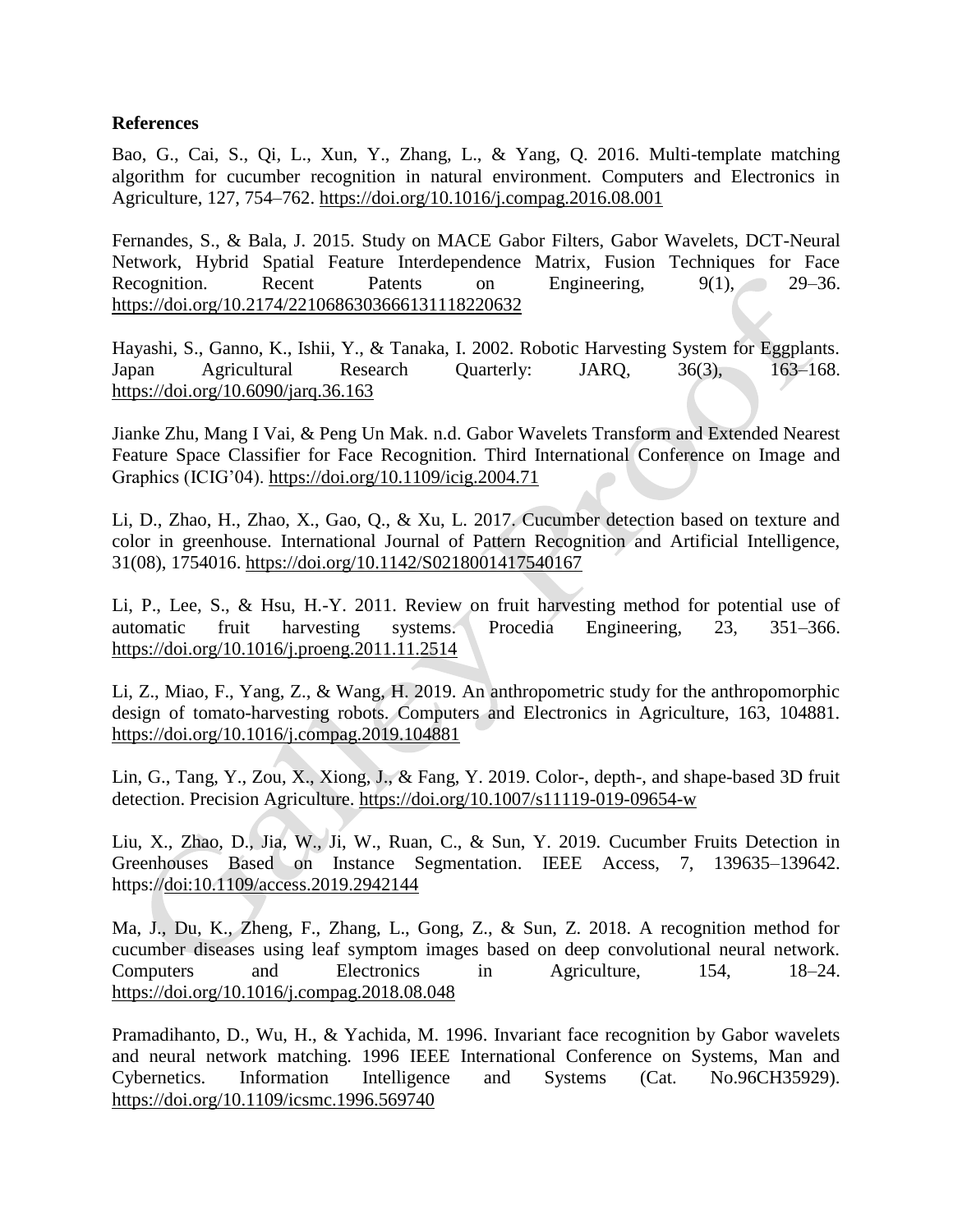**References**

Bao, G., Cai, S., Qi, L., Xun, Y., Zhang, L., & Yang, Q. 2016. Multi-template matching algorithm for cucumber recognition in natural environment. Computers and Electronics in Agriculture, 127, 754–762. https://doi.org/10.1016/j.compag.2016.08.001

Fernandes, S., & Bala, J. 2015. Study on MACE Gabor Filters, Gabor Wavelets, DCT-Neural Network, Hybrid Spatial Feature Interdependence Matrix, Fusion Techniques for Face Recognition. Recent Patents on Engineering, 9(1), 29–36. https://doi.org/10.2174/2210686303666131118220632

Hayashi, S., Ganno, K., Ishii, Y., & Tanaka, I. 2002. Robotic Harvesting System for Eggplants. Japan Agricultural Research Quarterly: JARQ, 36(3), 163–168. https://doi.org/10.6090/jarq.36.163

Jianke Zhu, Mang I Vai, & Peng Un Mak. n.d. Gabor Wavelets Transform and Extended Nearest Feature Space Classifier for Face Recognition. Third International Conference on Image and Graphics (ICIG'04). https://doi.org/10.1109/icig.2004.71

Li, D., Zhao, H., Zhao, X., Gao, Q., & Xu, L. 2017. Cucumber detection based on texture and color in greenhouse. International Journal of Pattern Recognition and Artificial Intelligence, 31(08), 1754016. https://doi.org/10.1142/S0218001417540167

Li, P., Lee, S., & Hsu, H.-Y. 2011. Review on fruit harvesting method for potential use of automatic fruit harvesting systems. Procedia Engineering, 23, 351–366. https://doi.org/10.1016/j.proeng.2011.11.2514

Li, Z., Miao, F., Yang, Z., & Wang, H. 2019. An anthropometric study for the anthropomorphic design of tomato-harvesting robots. Computers and Electronics in Agriculture, 163, 104881. https://doi.org/10.1016/j.compag.2019.104881

Lin, G., Tang, Y., Zou, X., Xiong, J., & Fang, Y. 2019. Color-, depth-, and shape-based 3D fruit detection. Precision Agriculture. https://doi.org/10.1007/s11119-019-09654-w

Liu, X., Zhao, D., Jia, W., Ji, W., Ruan, C., & Sun, Y. 2019. Cucumber Fruits Detection in Greenhouses Based on Instance Segmentation. IEEE Access, 7, 139635–139642. https://doi:10.1109/access.2019.2942144

Ma, J., Du, K., Zheng, F., Zhang, L., Gong, Z., & Sun, Z. 2018. A recognition method for cucumber diseases using leaf symptom images based on deep convolutional neural network. Computers and Electronics in Agriculture, 154, 18–24. https://doi.org/10.1016/j.compag.2018.08.048

Pramadihanto, D., Wu, H., & Yachida, M. 1996. Invariant face recognition by Gabor wavelets and neural network matching. 1996 IEEE International Conference on Systems, Man and Cybernetics. Information Intelligence and Systems (Cat. No.96CH35929). https://doi.org/10.1109/icsmc.1996.569740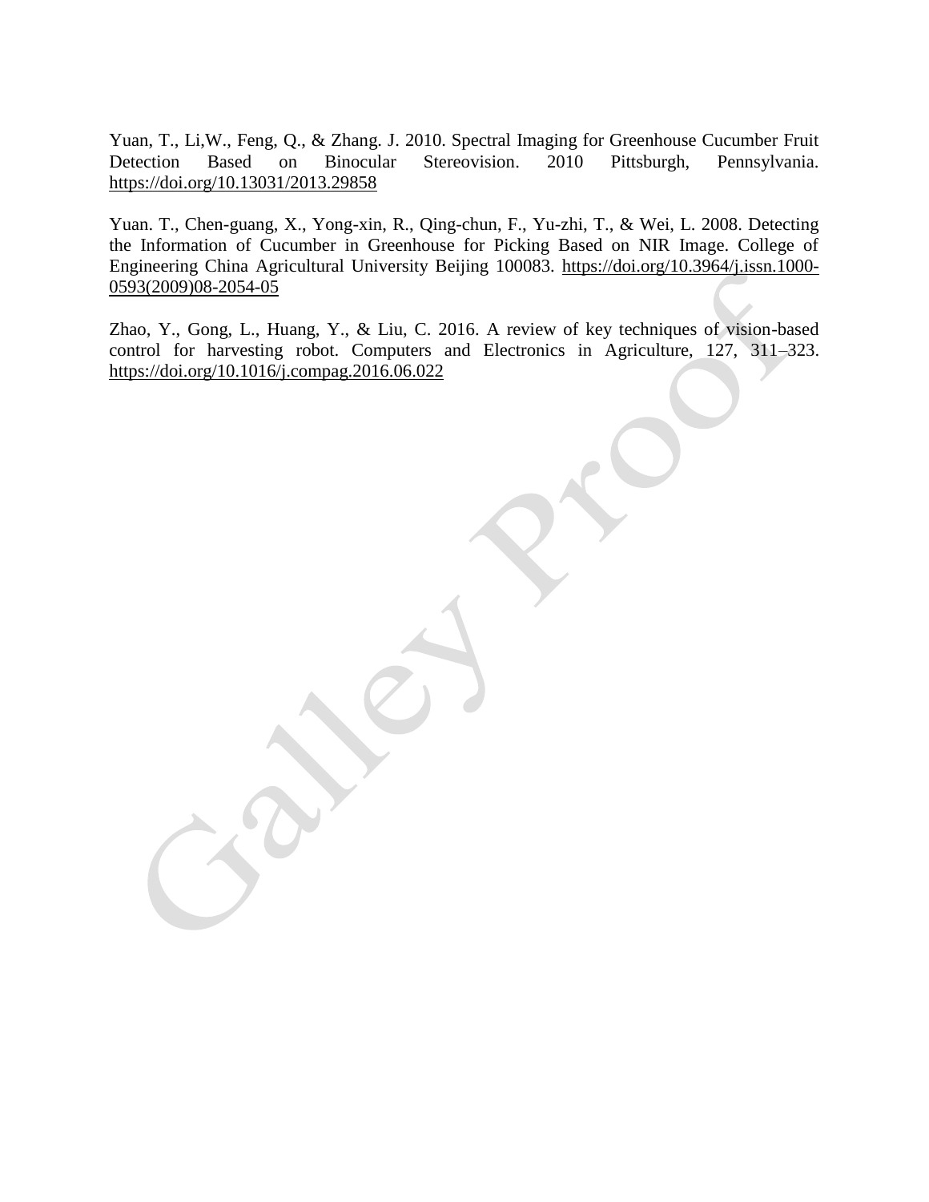Yuan, T., Li,W., Feng, Q., & Zhang. J. 2010. Spectral Imaging for Greenhouse Cucumber Fruit Detection Based on Binocular Stereovision. 2010 Pittsburgh, Pennsylvania. https://doi.org/10.13031/2013.29858

Yuan. T., Chen-guang, X., Yong-xin, R., Qing-chun, F., Yu-zhi, T., & Wei, L. 2008. Detecting the Information of Cucumber in Greenhouse for Picking Based on NIR Image. College of Engineering China Agricultural University Beijing 100083. https://doi.org/10.3964/j.issn.1000-0593(2009)08-2054-05

Zhao, Y., Gong, L., Huang, Y., & Liu, C. 2016. A review of key techniques of vision-based control for harvesting robot. Computers and Electronics in Agriculture, 127, 311–323. https://doi.org/10.1016/j.compag.2016.06.022